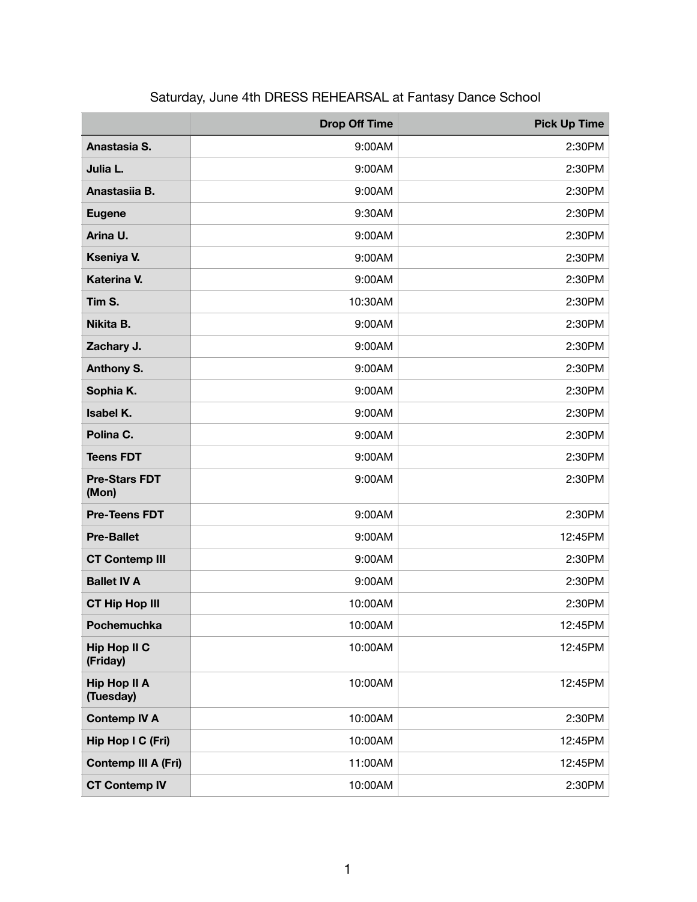Saturday, June 4th DRESS REHEARSAL at Fantasy Dance School

| | Drop Off Time | Pick Up Time |
|---|---:|---:|
| **Anastasia S.** | 9:00AM | 2:30PM |
| **Julia L.** | 9:00AM | 2:30PM |
| **Anastasiia B.** | 9:00AM | 2:30PM |
| **Eugene** | 9:30AM | 2:30PM |
| **Arina U.** | 9:00AM | 2:30PM |
| **Kseniya V.** | 9:00AM | 2:30PM |
| **Katerina V.** | 9:00AM | 2:30PM |
| **Tim S.** | 10:30AM | 2:30PM |
| **Nikita B.** | 9:00AM | 2:30PM |
| **Zachary J.** | 9:00AM | 2:30PM |
| **Anthony S.** | 9:00AM | 2:30PM |
| **Sophia K.** | 9:00AM | 2:30PM |
| **Isabel K.** | 9:00AM | 2:30PM |
| **Polina C.** | 9:00AM | 2:30PM |
| **Teens FDT** | 9:00AM | 2:30PM |
| **Pre-Stars FDT (Mon)** | 9:00AM | 2:30PM |
| **Pre-Teens FDT** | 9:00AM | 2:30PM |
| **Pre-Ballet** | 9:00AM | 12:45PM |
| **CT Contemp III** | 9:00AM | 2:30PM |
| **Ballet IV A** | 9:00AM | 2:30PM |
| **CT Hip Hop III** | 10:00AM | 2:30PM |
| **Pochemuchka** | 10:00AM | 12:45PM |
| **Hip Hop II C (Friday)** | 10:00AM | 12:45PM |
| **Hip Hop II A (Tuesday)** | 10:00AM | 12:45PM |
| **Contemp IV A** | 10:00AM | 2:30PM |
| **Hip Hop I C (Fri)** | 10:00AM | 12:45PM |
| **Contemp III A (Fri)** | 11:00AM | 12:45PM |
| **CT Contemp IV** | 10:00AM | 2:30PM |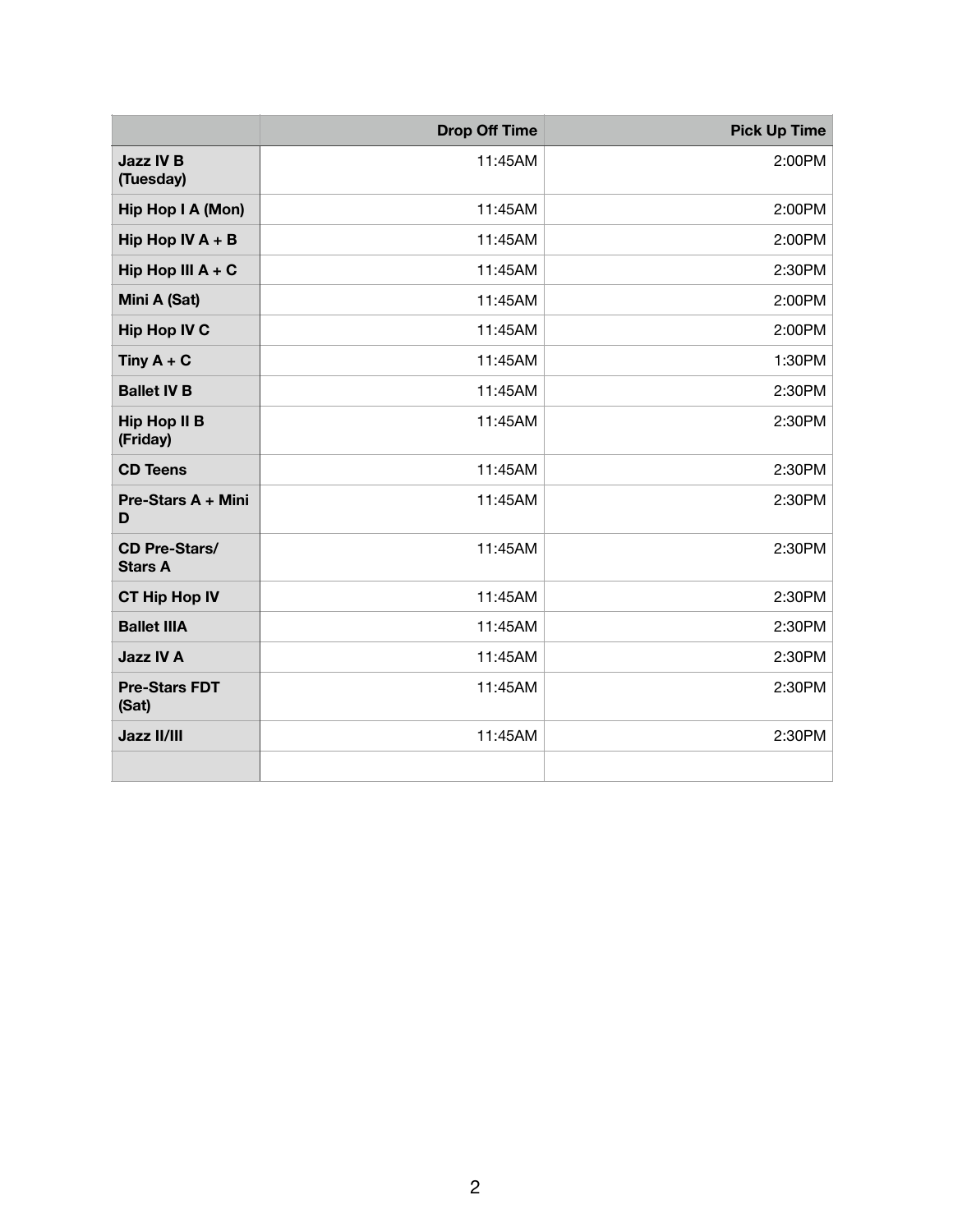| | Drop Off Time | Pick Up Time |
|---|---|---|
| **Jazz IV B (Tuesday)** | 11:45AM | 2:00PM |
| **Hip Hop I A (Mon)** | 11:45AM | 2:00PM |
| **Hip Hop IV A + B** | 11:45AM | 2:00PM |
| **Hip Hop III A + C** | 11:45AM | 2:30PM |
| **Mini A (Sat)** | 11:45AM | 2:00PM |
| **Hip Hop IV C** | 11:45AM | 2:00PM |
| **Tiny A + C** | 11:45AM | 1:30PM |
| **Ballet IV B** | 11:45AM | 2:30PM |
| **Hip Hop II B (Friday)** | 11:45AM | 2:30PM |
| **CD Teens** | 11:45AM | 2:30PM |
| **Pre-Stars A + Mini D** | 11:45AM | 2:30PM |
| **CD Pre-Stars/ Stars A** | 11:45AM | 2:30PM |
| **CT Hip Hop IV** | 11:45AM | 2:30PM |
| **Ballet IIIA** | 11:45AM | 2:30PM |
| **Jazz IV A** | 11:45AM | 2:30PM |
| **Pre-Stars FDT (Sat)** | 11:45AM | 2:30PM |
| **Jazz II/III** | 11:45AM | 2:30PM |
| | | |